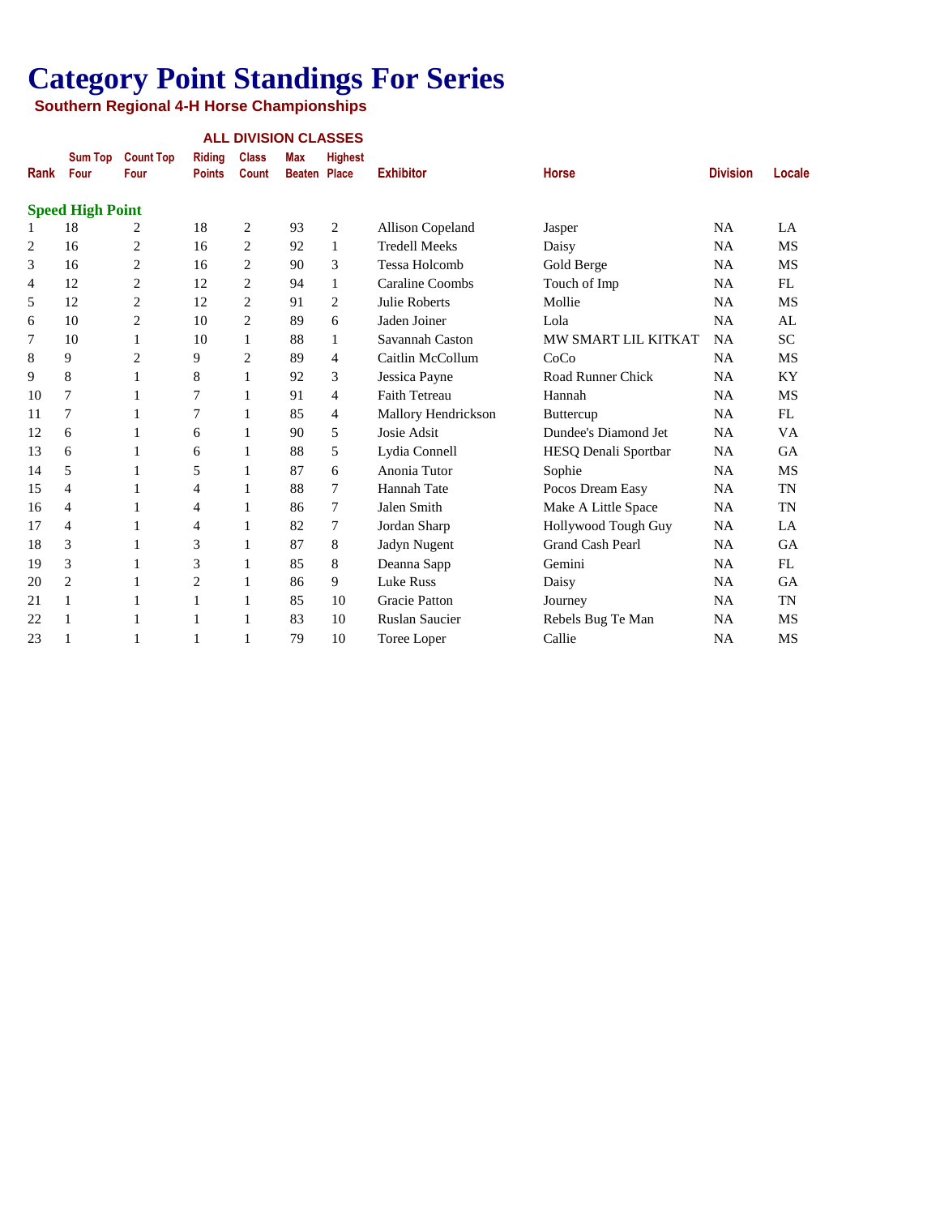# Category Point Standings For Series

**Southern Regional 4-H Horse Championships**

**ALL DIVISION CLASSES**

| Rank | Sum Top Four | Count Top Four | Riding Points | Class Count | Max Beaten | Highest Place | Exhibitor | Horse | Division | Locale |
|---|---|---|---|---|---|---|---|---|---|---|
| **Speed High Point** | | | | | | | | | | |
| 1 | 18 | 2 | 18 | 2 | 93 | 2 | Allison Copeland | Jasper | NA | LA |
| 2 | 16 | 2 | 16 | 2 | 92 | 1 | Tredell Meeks | Daisy | NA | MS |
| 3 | 16 | 2 | 16 | 2 | 90 | 3 | Tessa Holcomb | Gold Berge | NA | MS |
| 4 | 12 | 2 | 12 | 2 | 94 | 1 | Caraline Coombs | Touch of Imp | NA | FL |
| 5 | 12 | 2 | 12 | 2 | 91 | 2 | Julie Roberts | Mollie | NA | MS |
| 6 | 10 | 2 | 10 | 2 | 89 | 6 | Jaden Joiner | Lola | NA | AL |
| 7 | 10 | 1 | 10 | 1 | 88 | 1 | Savannah Caston | MW SMART LIL KITKAT | NA | SC |
| 8 | 9 | 2 | 9 | 2 | 89 | 4 | Caitlin McCollum | CoCo | NA | MS |
| 9 | 8 | 1 | 8 | 1 | 92 | 3 | Jessica Payne | Road Runner Chick | NA | KY |
| 10 | 7 | 1 | 7 | 1 | 91 | 4 | Faith Tetreau | Hannah | NA | MS |
| 11 | 7 | 1 | 7 | 1 | 85 | 4 | Mallory Hendrickson | Buttercup | NA | FL |
| 12 | 6 | 1 | 6 | 1 | 90 | 5 | Josie Adsit | Dundee's Diamond Jet | NA | VA |
| 13 | 6 | 1 | 6 | 1 | 88 | 5 | Lydia Connell | HESQ Denali Sportbar | NA | GA |
| 14 | 5 | 1 | 5 | 1 | 87 | 6 | Anonia Tutor | Sophie | NA | MS |
| 15 | 4 | 1 | 4 | 1 | 88 | 7 | Hannah Tate | Pocos Dream Easy | NA | TN |
| 16 | 4 | 1 | 4 | 1 | 86 | 7 | Jalen Smith | Make A Little Space | NA | TN |
| 17 | 4 | 1 | 4 | 1 | 82 | 7 | Jordan Sharp | Hollywood Tough Guy | NA | LA |
| 18 | 3 | 1 | 3 | 1 | 87 | 8 | Jadyn Nugent | Grand Cash Pearl | NA | GA |
| 19 | 3 | 1 | 3 | 1 | 85 | 8 | Deanna Sapp | Gemini | NA | FL |
| 20 | 2 | 1 | 2 | 1 | 86 | 9 | Luke Russ | Daisy | NA | GA |
| 21 | 1 | 1 | 1 | 1 | 85 | 10 | Gracie Patton | Journey | NA | TN |
| 22 | 1 | 1 | 1 | 1 | 83 | 10 | Ruslan Saucier | Rebels Bug Te Man | NA | MS |
| 23 | 1 | 1 | 1 | 1 | 79 | 10 | Toree Loper | Callie | NA | MS |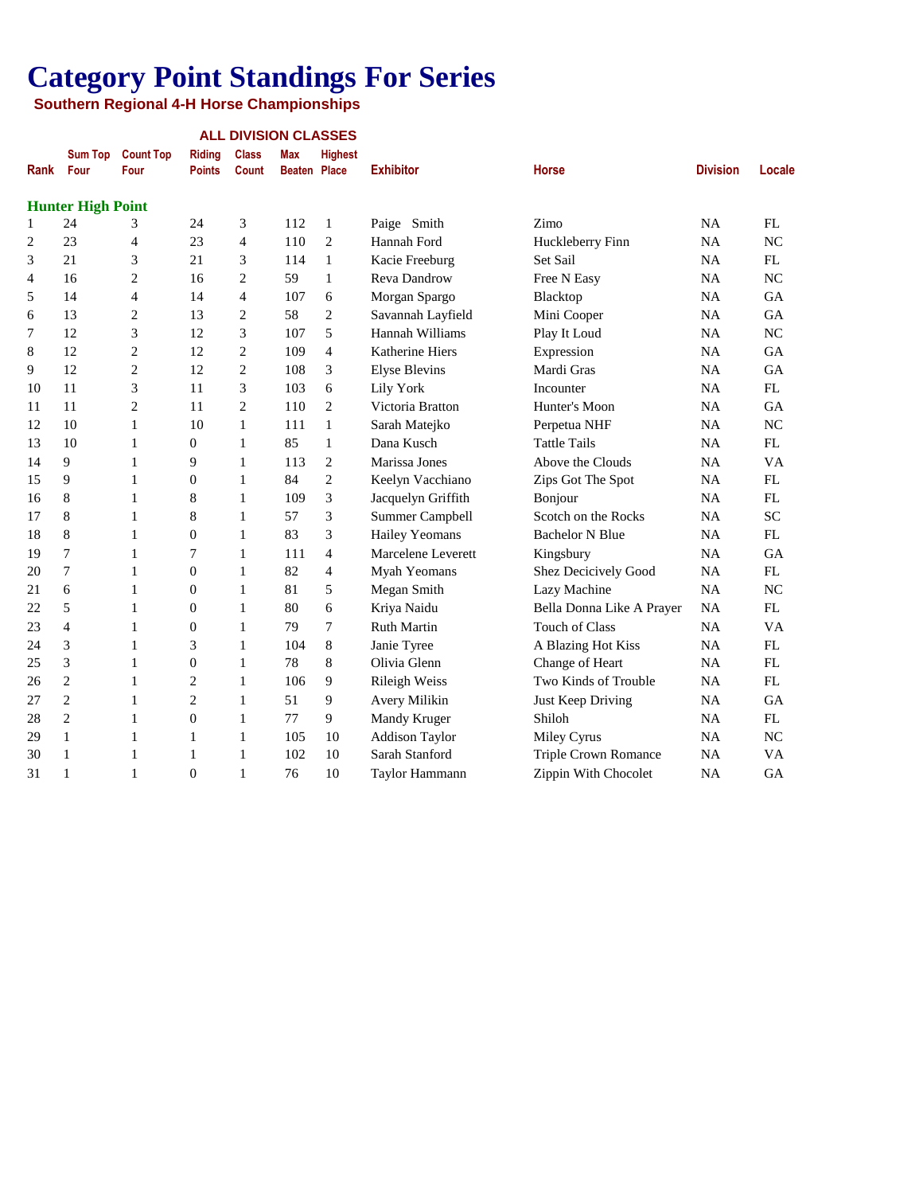# Category Point Standings For Series

**Southern Regional 4-H Horse Championships**

**ALL DIVISION CLASSES**

| Rank | Sum Top Four | Count Top Four | Riding Points | Class Count | Max Beaten | Highest Place | Exhibitor | Horse | Division | Locale |
|---|---|---|---|---|---|---|---|---|---|---|
| **Hunter High Point** | | | | | | | | | | |
| 1 | 24 | 3 | 24 | 3 | 112 | 1 | Paige Smith | Zimo | NA | FL |
| 2 | 23 | 4 | 23 | 4 | 110 | 2 | Hannah Ford | Huckleberry Finn | NA | NC |
| 3 | 21 | 3 | 21 | 3 | 114 | 1 | Kacie Freeburg | Set Sail | NA | FL |
| 4 | 16 | 2 | 16 | 2 | 59 | 1 | Reva Dandrow | Free N Easy | NA | NC |
| 5 | 14 | 4 | 14 | 4 | 107 | 6 | Morgan Spargo | Blacktop | NA | GA |
| 6 | 13 | 2 | 13 | 2 | 58 | 2 | Savannah Layfield | Mini Cooper | NA | GA |
| 7 | 12 | 3 | 12 | 3 | 107 | 5 | Hannah Williams | Play It Loud | NA | NC |
| 8 | 12 | 2 | 12 | 2 | 109 | 4 | Katherine Hiers | Expression | NA | GA |
| 9 | 12 | 2 | 12 | 2 | 108 | 3 | Elyse Blevins | Mardi Gras | NA | GA |
| 10 | 11 | 3 | 11 | 3 | 103 | 6 | Lily York | Incounter | NA | FL |
| 11 | 11 | 2 | 11 | 2 | 110 | 2 | Victoria Bratton | Hunter's Moon | NA | GA |
| 12 | 10 | 1 | 10 | 1 | 111 | 1 | Sarah Matejko | Perpetua NHF | NA | NC |
| 13 | 10 | 1 | 0 | 1 | 85 | 1 | Dana Kusch | Tattle Tails | NA | FL |
| 14 | 9 | 1 | 9 | 1 | 113 | 2 | Marissa Jones | Above the Clouds | NA | VA |
| 15 | 9 | 1 | 0 | 1 | 84 | 2 | Keelyn Vacchiano | Zips Got The Spot | NA | FL |
| 16 | 8 | 1 | 8 | 1 | 109 | 3 | Jacquelyn Griffith | Bonjour | NA | FL |
| 17 | 8 | 1 | 8 | 1 | 57 | 3 | Summer Campbell | Scotch on the Rocks | NA | SC |
| 18 | 8 | 1 | 0 | 1 | 83 | 3 | Hailey Yeomans | Bachelor N Blue | NA | FL |
| 19 | 7 | 1 | 7 | 1 | 111 | 4 | Marcelene Leverett | Kingsbury | NA | GA |
| 20 | 7 | 1 | 0 | 1 | 82 | 4 | Myah Yeomans | Shez Decicively Good | NA | FL |
| 21 | 6 | 1 | 0 | 1 | 81 | 5 | Megan Smith | Lazy Machine | NA | NC |
| 22 | 5 | 1 | 0 | 1 | 80 | 6 | Kriya Naidu | Bella Donna Like A Prayer | NA | FL |
| 23 | 4 | 1 | 0 | 1 | 79 | 7 | Ruth Martin | Touch of Class | NA | VA |
| 24 | 3 | 1 | 3 | 1 | 104 | 8 | Janie Tyree | A Blazing Hot Kiss | NA | FL |
| 25 | 3 | 1 | 0 | 1 | 78 | 8 | Olivia Glenn | Change of Heart | NA | FL |
| 26 | 2 | 1 | 2 | 1 | 106 | 9 | Rileigh Weiss | Two Kinds of Trouble | NA | FL |
| 27 | 2 | 1 | 2 | 1 | 51 | 9 | Avery Milikin | Just Keep Driving | NA | GA |
| 28 | 2 | 1 | 0 | 1 | 77 | 9 | Mandy Kruger | Shiloh | NA | FL |
| 29 | 1 | 1 | 1 | 1 | 105 | 10 | Addison Taylor | Miley Cyrus | NA | NC |
| 30 | 1 | 1 | 1 | 1 | 102 | 10 | Sarah Stanford | Triple Crown Romance | NA | VA |
| 31 | 1 | 1 | 0 | 1 | 76 | 10 | Taylor Hammann | Zippin With Chocolet | NA | GA |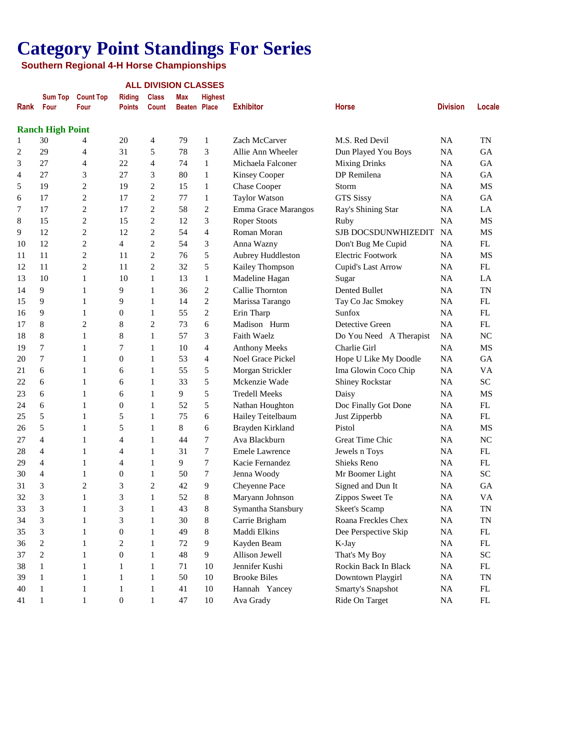# Category Point Standings For Series

## Southern Regional 4-H Horse Championships

### ALL DIVISION CLASSES

**Ranch High Point**

| Rank | Sum Top Four | Count Top Four | Riding Points | Class Count | Max Beaten | Highest Place | Exhibitor | Horse | Division | Locale |
|---|---|---|---|---|---|---|---|---|---|---|
| 1 | 30 | 4 | 20 | 4 | 79 | 1 | Zach McCarver | M.S. Red Devil | NA | TN |
| 2 | 29 | 4 | 31 | 5 | 78 | 3 | Allie Ann Wheeler | Dun Played You Boys | NA | GA |
| 3 | 27 | 4 | 22 | 4 | 74 | 1 | Michaela Falconer | Mixing Drinks | NA | GA |
| 4 | 27 | 3 | 27 | 3 | 80 | 1 | Kinsey Cooper | DP Remilena | NA | GA |
| 5 | 19 | 2 | 19 | 2 | 15 | 1 | Chase Cooper | Storm | NA | MS |
| 6 | 17 | 2 | 17 | 2 | 77 | 1 | Taylor Watson | GTS Sissy | NA | GA |
| 7 | 17 | 2 | 17 | 2 | 58 | 2 | Emma Grace Marangos | Ray's Shining Star | NA | LA |
| 8 | 15 | 2 | 15 | 2 | 12 | 3 | Roper Stoots | Ruby | NA | MS |
| 9 | 12 | 2 | 12 | 2 | 54 | 4 | Roman Moran | SJB DOCSDUNWHIZEDIT | NA | MS |
| 10 | 12 | 2 | 4 | 2 | 54 | 3 | Anna Wazny | Don't Bug Me Cupid | NA | FL |
| 11 | 11 | 2 | 11 | 2 | 76 | 5 | Aubrey Huddleston | Electric Footwork | NA | MS |
| 12 | 11 | 2 | 11 | 2 | 32 | 5 | Kailey Thompson | Cupid's Last Arrow | NA | FL |
| 13 | 10 | 1 | 10 | 1 | 13 | 1 | Madeline Hagan | Sugar | NA | LA |
| 14 | 9 | 1 | 9 | 1 | 36 | 2 | Callie Thornton | Dented Bullet | NA | TN |
| 15 | 9 | 1 | 9 | 1 | 14 | 2 | Marissa Tarango | Tay Co Jac Smokey | NA | FL |
| 16 | 9 | 1 | 0 | 1 | 55 | 2 | Erin Tharp | Sunfox | NA | FL |
| 17 | 8 | 2 | 8 | 2 | 73 | 6 | Madison Hurm | Detective Green | NA | FL |
| 18 | 8 | 1 | 8 | 1 | 57 | 3 | Faith Waelz | Do You Need A Therapist | NA | NC |
| 19 | 7 | 1 | 7 | 1 | 10 | 4 | Anthony Meeks | Charlie Girl | NA | MS |
| 20 | 7 | 1 | 0 | 1 | 53 | 4 | Noel Grace Pickel | Hope U Like My Doodle | NA | GA |
| 21 | 6 | 1 | 6 | 1 | 55 | 5 | Morgan Strickler | Ima Glowin Coco Chip | NA | VA |
| 22 | 6 | 1 | 6 | 1 | 33 | 5 | Mckenzie Wade | Shiney Rockstar | NA | SC |
| 23 | 6 | 1 | 6 | 1 | 9 | 5 | Tredell Meeks | Daisy | NA | MS |
| 24 | 6 | 1 | 0 | 1 | 52 | 5 | Nathan Houghton | Doc Finally Got Done | NA | FL |
| 25 | 5 | 1 | 5 | 1 | 75 | 6 | Hailey Teitelbaum | Just Zipperbb | NA | FL |
| 26 | 5 | 1 | 5 | 1 | 8 | 6 | Brayden Kirkland | Pistol | NA | MS |
| 27 | 4 | 1 | 4 | 1 | 44 | 7 | Ava Blackburn | Great Time Chic | NA | NC |
| 28 | 4 | 1 | 4 | 1 | 31 | 7 | Emele Lawrence | Jewels n Toys | NA | FL |
| 29 | 4 | 1 | 4 | 1 | 9 | 7 | Kacie Fernandez | Shieks Reno | NA | FL |
| 30 | 4 | 1 | 0 | 1 | 50 | 7 | Jenna Woody | Mr Boomer Light | NA | SC |
| 31 | 3 | 2 | 3 | 2 | 42 | 9 | Cheyenne Pace | Signed and Dun It | NA | GA |
| 32 | 3 | 1 | 3 | 1 | 52 | 8 | Maryann Johnson | Zippos Sweet Te | NA | VA |
| 33 | 3 | 1 | 3 | 1 | 43 | 8 | Symantha Stansbury | Skeet's Scamp | NA | TN |
| 34 | 3 | 1 | 3 | 1 | 30 | 8 | Carrie Brigham | Roana Freckles Chex | NA | TN |
| 35 | 3 | 1 | 0 | 1 | 49 | 8 | Maddi Elkins | Dee Perspective Skip | NA | FL |
| 36 | 2 | 1 | 2 | 1 | 72 | 9 | Kayden Beam | K-Jay | NA | FL |
| 37 | 2 | 1 | 0 | 1 | 48 | 9 | Allison Jewell | That's My Boy | NA | SC |
| 38 | 1 | 1 | 1 | 1 | 71 | 10 | Jennifer Kushi | Rockin Back In Black | NA | FL |
| 39 | 1 | 1 | 1 | 1 | 50 | 10 | Brooke Biles | Downtown Playgirl | NA | TN |
| 40 | 1 | 1 | 1 | 1 | 41 | 10 | Hannah Yancey | Smarty's Snapshot | NA | FL |
| 41 | 1 | 1 | 0 | 1 | 47 | 10 | Ava Grady | Ride On Target | NA | FL |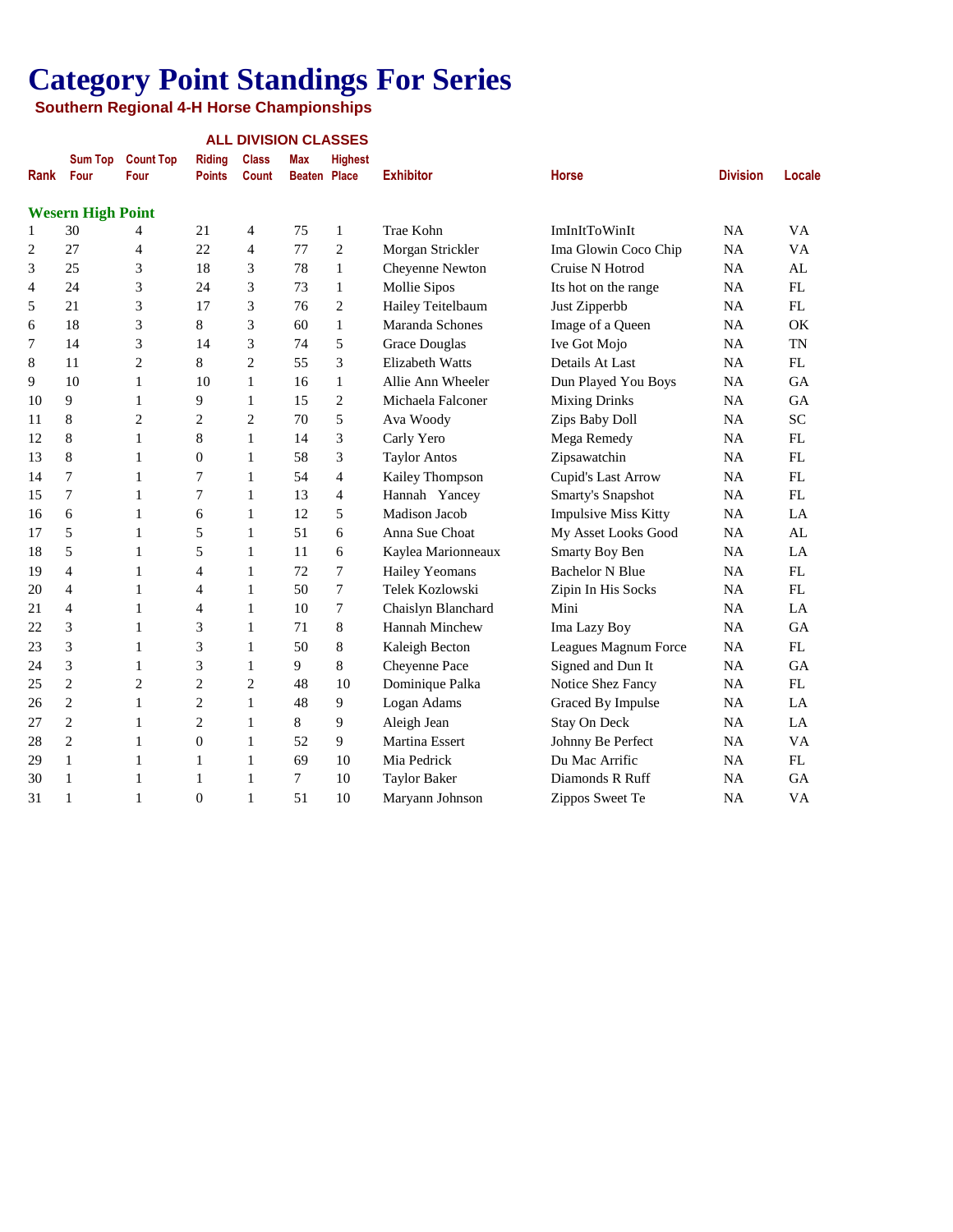# Category Point Standings For Series

**Southern Regional 4-H Horse Championships**

**ALL DIVISION CLASSES**

| Rank | Sum Top Four | Count Top Four | Riding Points | Class Count | Max Beaten | Highest Place | Exhibitor | Horse | Division | Locale |
|---|---|---|---|---|---|---|---|---|---|---|
| **Wesern High Point** | | | | | | | | | | |
| 1 | 30 | 4 | 21 | 4 | 75 | 1 | Trae Kohn | ImInItToWinIt | NA | VA |
| 2 | 27 | 4 | 22 | 4 | 77 | 2 | Morgan Strickler | Ima Glowin Coco Chip | NA | VA |
| 3 | 25 | 3 | 18 | 3 | 78 | 1 | Cheyenne Newton | Cruise N Hotrod | NA | AL |
| 4 | 24 | 3 | 24 | 3 | 73 | 1 | Mollie Sipos | Its hot on the range | NA | FL |
| 5 | 21 | 3 | 17 | 3 | 76 | 2 | Hailey Teitelbaum | Just Zipperbb | NA | FL |
| 6 | 18 | 3 | 8 | 3 | 60 | 1 | Maranda Schones | Image of a Queen | NA | OK |
| 7 | 14 | 3 | 14 | 3 | 74 | 5 | Grace Douglas | Ive Got Mojo | NA | TN |
| 8 | 11 | 2 | 8 | 2 | 55 | 3 | Elizabeth Watts | Details At Last | NA | FL |
| 9 | 10 | 1 | 10 | 1 | 16 | 1 | Allie Ann Wheeler | Dun Played You Boys | NA | GA |
| 10 | 9 | 1 | 9 | 1 | 15 | 2 | Michaela Falconer | Mixing Drinks | NA | GA |
| 11 | 8 | 2 | 2 | 2 | 70 | 5 | Ava Woody | Zips Baby Doll | NA | SC |
| 12 | 8 | 1 | 8 | 1 | 14 | 3 | Carly Yero | Mega Remedy | NA | FL |
| 13 | 8 | 1 | 0 | 1 | 58 | 3 | Taylor Antos | Zipsawatchin | NA | FL |
| 14 | 7 | 1 | 7 | 1 | 54 | 4 | Kailey Thompson | Cupid's Last Arrow | NA | FL |
| 15 | 7 | 1 | 7 | 1 | 13 | 4 | Hannah Yancey | Smarty's Snapshot | NA | FL |
| 16 | 6 | 1 | 6 | 1 | 12 | 5 | Madison Jacob | Impulsive Miss Kitty | NA | LA |
| 17 | 5 | 1 | 5 | 1 | 51 | 6 | Anna Sue Choat | My Asset Looks Good | NA | AL |
| 18 | 5 | 1 | 5 | 1 | 11 | 6 | Kaylea Marionneaux | Smarty Boy Ben | NA | LA |
| 19 | 4 | 1 | 4 | 1 | 72 | 7 | Hailey Yeomans | Bachelor N Blue | NA | FL |
| 20 | 4 | 1 | 4 | 1 | 50 | 7 | Telek Kozlowski | Zipin In His Socks | NA | FL |
| 21 | 4 | 1 | 4 | 1 | 10 | 7 | Chaislyn Blanchard | Mini | NA | LA |
| 22 | 3 | 1 | 3 | 1 | 71 | 8 | Hannah Minchew | Ima Lazy Boy | NA | GA |
| 23 | 3 | 1 | 3 | 1 | 50 | 8 | Kaleigh Becton | Leagues Magnum Force | NA | FL |
| 24 | 3 | 1 | 3 | 1 | 9 | 8 | Cheyenne Pace | Signed and Dun It | NA | GA |
| 25 | 2 | 2 | 2 | 2 | 48 | 10 | Dominique Palka | Notice Shez Fancy | NA | FL |
| 26 | 2 | 1 | 2 | 1 | 48 | 9 | Logan Adams | Graced By Impulse | NA | LA |
| 27 | 2 | 1 | 2 | 1 | 8 | 9 | Aleigh Jean | Stay On Deck | NA | LA |
| 28 | 2 | 1 | 0 | 1 | 52 | 9 | Martina Essert | Johnny Be Perfect | NA | VA |
| 29 | 1 | 1 | 1 | 1 | 69 | 10 | Mia Pedrick | Du Mac Arrific | NA | FL |
| 30 | 1 | 1 | 1 | 1 | 7 | 10 | Taylor Baker | Diamonds R Ruff | NA | GA |
| 31 | 1 | 1 | 0 | 1 | 51 | 10 | Maryann Johnson | Zippos Sweet Te | NA | VA |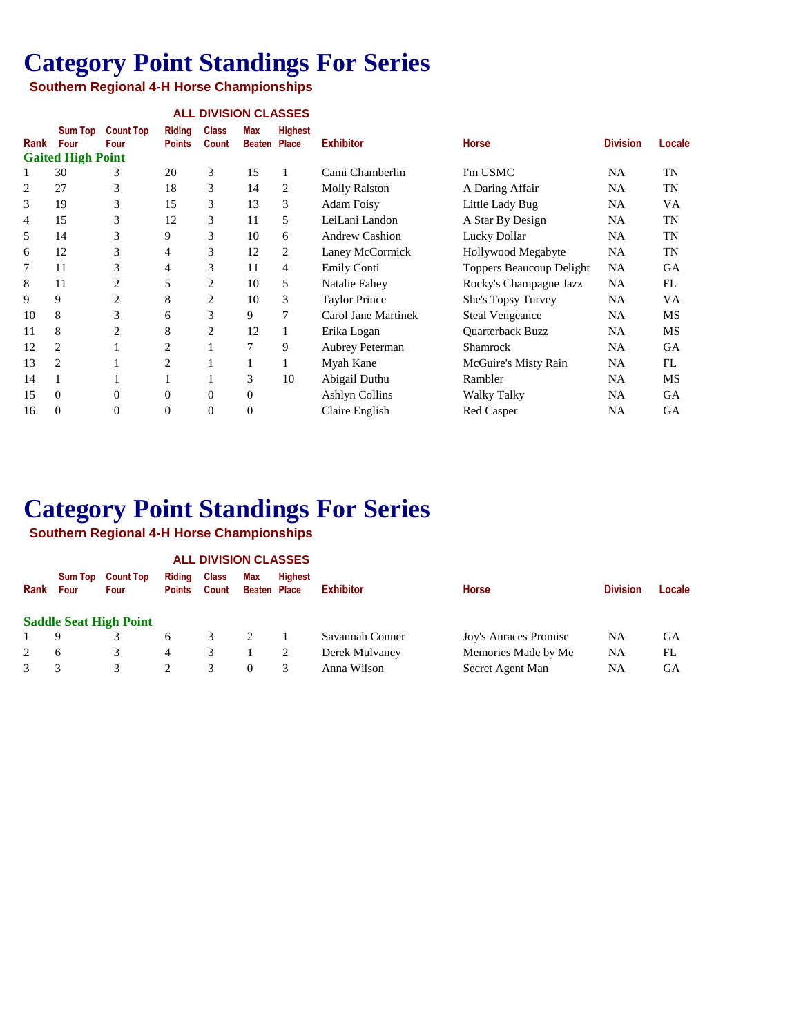# Category Point Standings For Series

**Southern Regional 4-H Horse Championships**

**ALL DIVISION CLASSES**

| Rank | Sum Top Four | Count Top Four | Riding Points | Class Count | Max Beaten | Highest Place | Exhibitor | Horse | Division | Locale |
|---|---|---|---|---|---|---|---|---|---|---|
| **Gaited High Point** | | | | | | | | | | |
| 1 | 30 | 3 | 20 | 3 | 15 | 1 | Cami Chamberlin | I'm USMC | NA | TN |
| 2 | 27 | 3 | 18 | 3 | 14 | 2 | Molly Ralston | A Daring Affair | NA | TN |
| 3 | 19 | 3 | 15 | 3 | 13 | 3 | Adam Foisy | Little Lady Bug | NA | VA |
| 4 | 15 | 3 | 12 | 3 | 11 | 5 | LeiLani Landon | A Star By Design | NA | TN |
| 5 | 14 | 3 | 9 | 3 | 10 | 6 | Andrew Cashion | Lucky Dollar | NA | TN |
| 6 | 12 | 3 | 4 | 3 | 12 | 2 | Laney McCormick | Hollywood Megabyte | NA | TN |
| 7 | 11 | 3 | 4 | 3 | 11 | 4 | Emily Conti | Toppers Beaucoup Delight | NA | GA |
| 8 | 11 | 2 | 5 | 2 | 10 | 5 | Natalie Fahey | Rocky's Champagne Jazz | NA | FL |
| 9 | 9 | 2 | 8 | 2 | 10 | 3 | Taylor Prince | She's Topsy Turvey | NA | VA |
| 10 | 8 | 3 | 6 | 3 | 9 | 7 | Carol Jane Martinek | Steal Vengeance | NA | MS |
| 11 | 8 | 2 | 8 | 2 | 12 | 1 | Erika Logan | Quarterback Buzz | NA | MS |
| 12 | 2 | 1 | 2 | 1 | 7 | 9 | Aubrey Peterman | Shamrock | NA | GA |
| 13 | 2 | 1 | 2 | 1 | 1 | 1 | Myah Kane | McGuire's Misty Rain | NA | FL |
| 14 | 1 | 1 | 1 | 1 | 3 | 10 | Abigail Duthu | Rambler | NA | MS |
| 15 | 0 | 0 | 0 | 0 | 0 | | Ashlyn Collins | Walky Talky | NA | GA |
| 16 | 0 | 0 | 0 | 0 | 0 | | Claire English | Red Casper | NA | GA |

# Category Point Standings For Series

**Southern Regional 4-H Horse Championships**

**ALL DIVISION CLASSES**

| Rank | Sum Top Four | Count Top Four | Riding Points | Class Count | Max Beaten | Highest Place | Exhibitor | Horse | Division | Locale |
|---|---|---|---|---|---|---|---|---|---|---|
| **Saddle Seat High Point** | | | | | | | | | | |
| 1 | 9 | 3 | 6 | 3 | 2 | 1 | Savannah Conner | Joy's Auraces Promise | NA | GA |
| 2 | 6 | 3 | 4 | 3 | 1 | 2 | Derek Mulvaney | Memories Made by Me | NA | FL |
| 3 | 3 | 3 | 2 | 3 | 0 | 3 | Anna Wilson | Secret Agent Man | NA | GA |